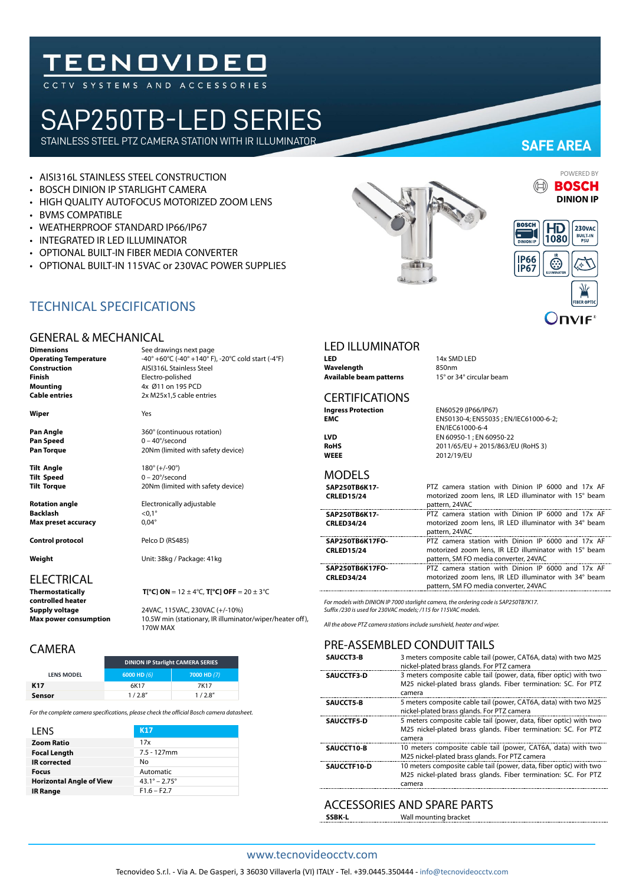# TECNOVIDEO

CCTV SYSTEMS AND ACCESSORIES

# SAP250TB-LED SERIES

STAINLESS STEEL PTZ CAMERA STATION WITH IR ILLUMINATOR

**SAFE AREA**

- AISI316L STAINLESS STEEL CONSTRUCTION
- BOSCH DINION IP STARLIGHT CAMERA
- HIGH QUALITY AUTOFOCUS MOTORIZED ZOOM LENS
- BVMS COMPATIBLE
- WEATHERPROOF STANDARD IP66/IP67
- INTEGRATED IR LED ILLUMINATOR
- OPTIONAL BUILT-IN FIBER MEDIA CONVERTER
- OPTIONAL BUILT-IN 115VAC or 230VAC POWER SUPPLIES

POWERED BY **BOSCH** **DINION IP**

## TECHNICAL SPECIFICATIONS

### GENERAL & MECHANICAL

| | |
|---|---|
| **Dimensions** | See drawings next page |
| **Operating Temperature** | -40° +60°C (-40° +140° F), -20°C cold start (-4°F) |
| **Construction** | AISI316L Stainless Steel |
| **Finish** | Electro-polished |
| **Mounting** | 4x Ø11 on 195 PCD |
| **Cable entries** | 2x M25x1,5 cable entries |
| **Wiper** | Yes |
| **Pan Angle** | 360° (continuous rotation) |
| **Pan Speed** | 0 – 40°/second |
| **Pan Torque** | 20Nm (limited with safety device) |
| **Tilt Angle** | 180° (+/-90°) |
| **Tilt Speed** | 0 – 20°/second |
| **Tilt Torque** | 20Nm (limited with safety device) |
| **Rotation angle** | Electronically adjustable |
| **Backlash** | <0,1° |
| **Max preset accuracy** | 0,04° |
| **Control protocol** | Pelco D (RS485) |
| **Weight** | Unit: 38kg / Package: 41kg |

### ELECTRICAL

| | |
|---|---|
| **Thermostatically controlled heater** | **T[°C] ON** = 12 ± 4°C, **T[°C] OFF** = 20 ± 3°C |
| **Supply voltage** | 24VAC, 115VAC, 230VAC (+/-10%) |
| **Max power consumption** | 10.5W min (stationary, IR illuminator/wiper/heater off), 170W MAX |

### CAMERA

| LENS MODEL | DINION IP Starlight CAMERA SERIES | |
|---|---|---|
| | 6000 HD *(6)* | 7000 HD *(7)* |
| **K17** | 6K17 | 7K17 |
| **Sensor** | 1 / 2.8" | 1 / 2.8" |

*For the complete camera specifications, please check the official Bosch camera datasheet.*

### LENS

| LENS | K17 |
|---|---|
| **Zoom Ratio** | 17x |
| **Focal Length** | 7.5 - 127mm |
| **IR corrected** | No |
| **Focus** | Automatic |
| **Horizontal Angle of View** | 43.1° – 2.75° |
| **IR Range** | F1.6 – F2.7 |

### LED ILLUMINATOR

| | |
|---|---|
| **LED** | 14x SMD LED |
| **Wavelength** | 850nm |
| **Available beam patterns** | 15° or 34° circular beam |

### CERTIFICATIONS

| | |
|---|---|
| **Ingress Protection** | EN60529 (IP66/IP67) |
| **EMC** | EN50130-4; EN55035 ; EN/IEC61000-6-2; EN/IEC61000-6-4 |
| **LVD** | EN 60950-1 ; EN 60950-22 |
| **RoHS** | 2011/65/EU + 2015/863/EU (RoHS 3) |
| **WEEE** | 2012/19/EU |

### MODELS

| | |
|---|---|
| **SAP250TB6K17-CRLED15/24** | PTZ camera station with Dinion IP 6000 and 17x AF motorized zoom lens, IR LED illuminator with 15° beam pattern, 24VAC |
| **SAP250TB6K17-CRLED34/24** | PTZ camera station with Dinion IP 6000 and 17x AF motorized zoom lens, IR LED illuminator with 34° beam pattern, 24VAC |
| **SAP250TB6K17FO-CRLED15/24** | PTZ camera station with Dinion IP 6000 and 17x AF motorized zoom lens, IR LED illuminator with 15° beam pattern, SM FO media converter, 24VAC |
| **SAP250TB6K17FO-CRLED34/24** | PTZ camera station with Dinion IP 6000 and 17x AF motorized zoom lens, IR LED illuminator with 34° beam pattern, SM FO media converter, 24VAC |

*For models with DINION IP 7000 starlight camera, the ordering code is SAP250TB7K17.*
*Suffix /230 is used for 230VAC models; /115 for 115VAC models.*

*All the above PTZ camera stations include sunshield, heater and wiper.*

### PRE-ASSEMBLED CONDUIT TAILS

| | |
|---|---|
| **SAUCCT3-B** | 3 meters composite cable tail (power, CAT6A, data) with two M25 nickel-plated brass glands. For PTZ camera |
| **SAUCCTF3-D** | 3 meters composite cable tail (power, data, fiber optic) with two M25 nickel-plated brass glands. Fiber termination: SC. For PTZ camera |
| **SAUCCT5-B** | 5 meters composite cable tail (power, CAT6A, data) with two M25 nickel-plated brass glands. For PTZ camera |
| **SAUCCTF5-D** | 5 meters composite cable tail (power, data, fiber optic) with two M25 nickel-plated brass glands. Fiber termination: SC. For PTZ camera |
| **SAUCCT10-B** | 10 meters composite cable tail (power, CAT6A, data) with two M25 nickel-plated brass glands. For PTZ camera |
| **SAUCCTF10-D** | 10 meters composite cable tail (power, data, fiber optic) with two M25 nickel-plated brass glands. Fiber termination: SC. For PTZ camera |

### ACCESSORIES AND SPARE PARTS

| | |
|---|---|
| **SSBK-L** | Wall mounting bracket |

www.tecnovideocctv.com

Tecnovideo S.r.l. - Via A. De Gasperi, 3 36030 Villaverla (VI) ITALY - Tel. +39.0445.350444 - info@tecnovideocctv.com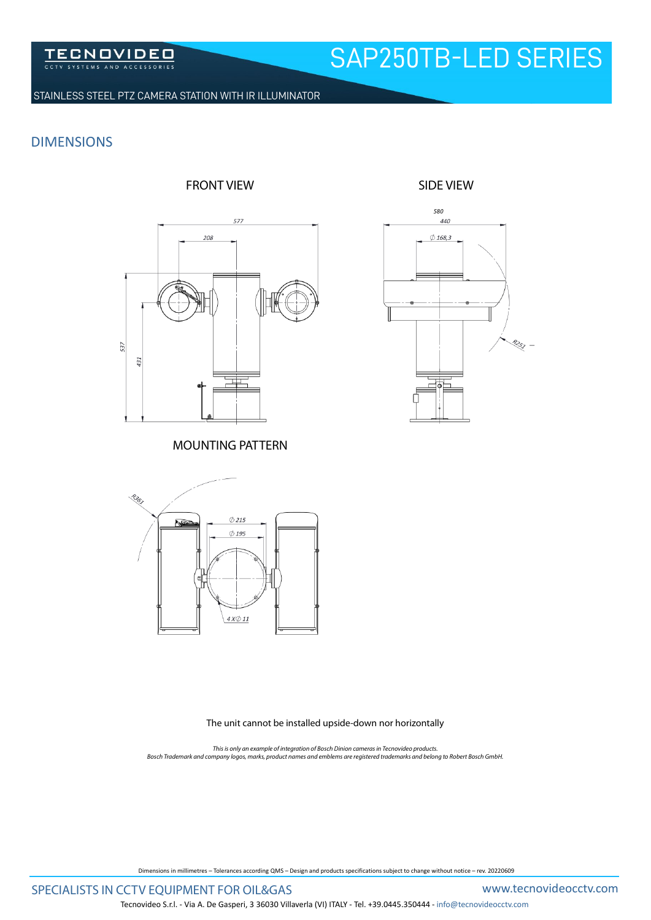# SAP250TB-LED SERIES

STAINLESS STEEL PTZ CAMERA STATION WITH IR ILLUMINATOR

## DIMENSIONS

FRONT VIEW

577
208
537
431

SIDE VIEW

580
440
∅ 168,3
R251

MOUNTING PATTERN

R361
∅ 215
∅ 195
4 X ∅ 11

The unit cannot be installed upside-down nor horizontally

*This is only an example of integration of Bosch Dinion cameras in Tecnovideo products.*
*Bosch Trademark and company logos, marks, product names and emblems are registered trademarks and belong to Robert Bosch GmbH.*

Dimensions in millimetres – Tolerances according QMS – Design and products specifications subject to change without notice – rev. 20220609

SPECIALISTS IN CCTV EQUIPMENT FOR OIL&GAS www.tecnovideocctv.com

Tecnovideo S.r.l. - Via A. De Gasperi, 3 36030 Villaverla (VI) ITALY - Tel. +39.0445.350444 - info@tecnovideocctv.com